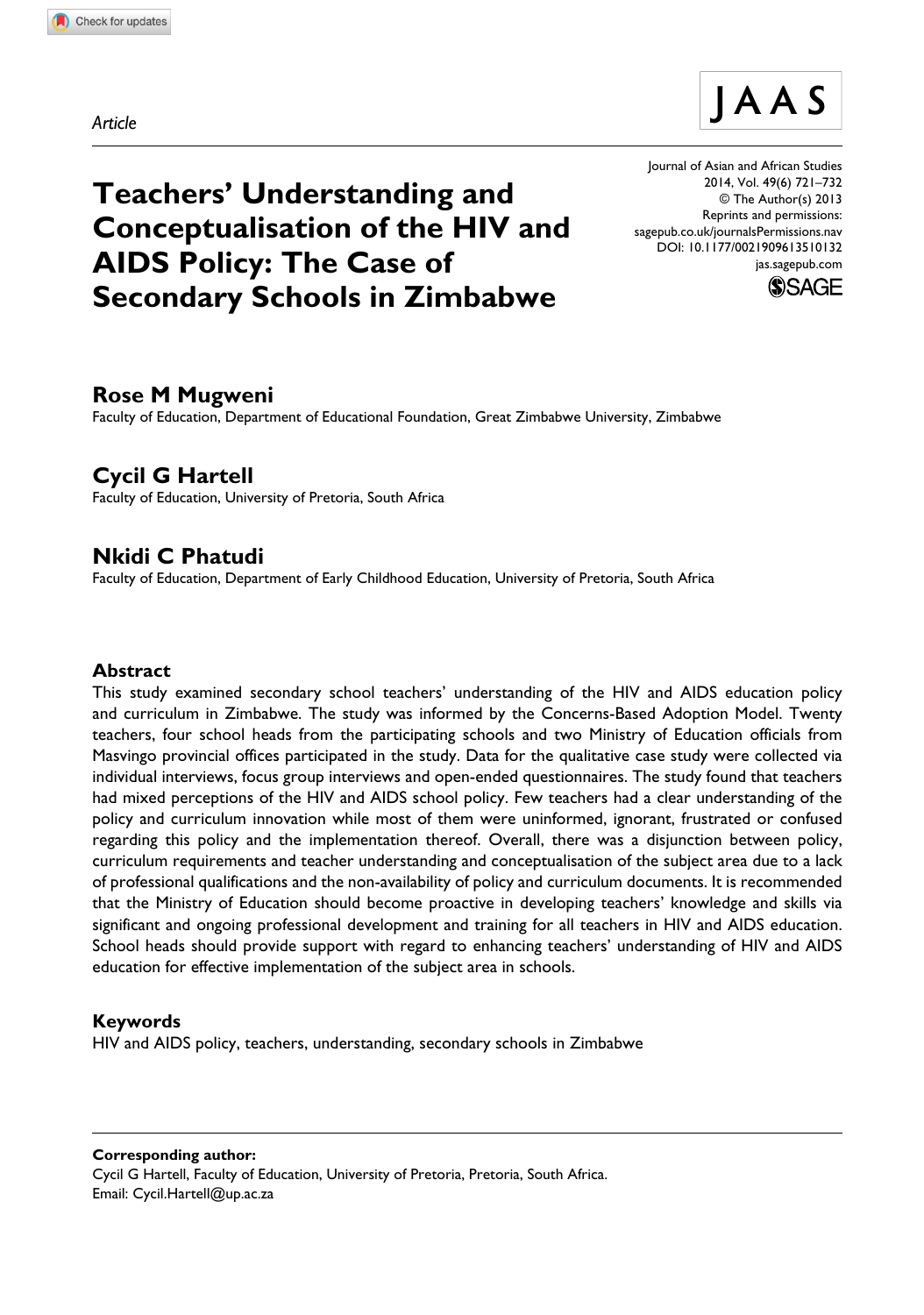*Article*

# Teachers' Understanding and Conceptualisation of the HIV and AIDS Policy: The Case of Secondary Schools in Zimbabwe

Journal of Asian and African Studies
© The Author(s) 2013
Reprints and permissions: sagepub.co.uk/journalsPermissions.nav
DOI: 10.1177/0021909613510132
jas.sagepub.com

**Rose M Mugweni**
Faculty of Education, Department of Educational Foundation, Great Zimbabwe University, Zimbabwe

**Cycil G Hartell**
Faculty of Education, University of Pretoria, South Africa

**Nkidi C Phatudi**
Faculty of Education, Department of Early Childhood Education, University of Pretoria, South Africa

## Abstract

This study examined secondary school teachers' understanding of the HIV and AIDS education policy and curriculum in Zimbabwe. The study was informed by the Concerns-Based Adoption Model. Twenty teachers, four school heads from the participating schools and two Ministry of Education officials from Masvingo provincial offices participated in the study. Data for the qualitative case study were collected via individual interviews, focus group interviews and open-ended questionnaires. The study found that teachers had mixed perceptions of the HIV and AIDS school policy. Few teachers had a clear understanding of the policy and curriculum innovation while most of them were uninformed, ignorant, frustrated or confused regarding this policy and the implementation thereof. Overall, there was a disjunction between policy, curriculum requirements and teacher understanding and conceptualisation of the subject area due to a lack of professional qualifications and the non-availability of policy and curriculum documents. It is recommended that the Ministry of Education should become proactive in developing teachers' knowledge and skills via significant and ongoing professional development and training for all teachers in HIV and AIDS education. School heads should provide support with regard to enhancing teachers' understanding of HIV and AIDS education for effective implementation of the subject area in schools.

## Keywords

HIV and AIDS policy, teachers, understanding, secondary schools in Zimbabwe

**Corresponding author:**
Cycil G Hartell, Faculty of Education, University of Pretoria, Pretoria, South Africa.
Email: Cycil.Hartell@up.ac.za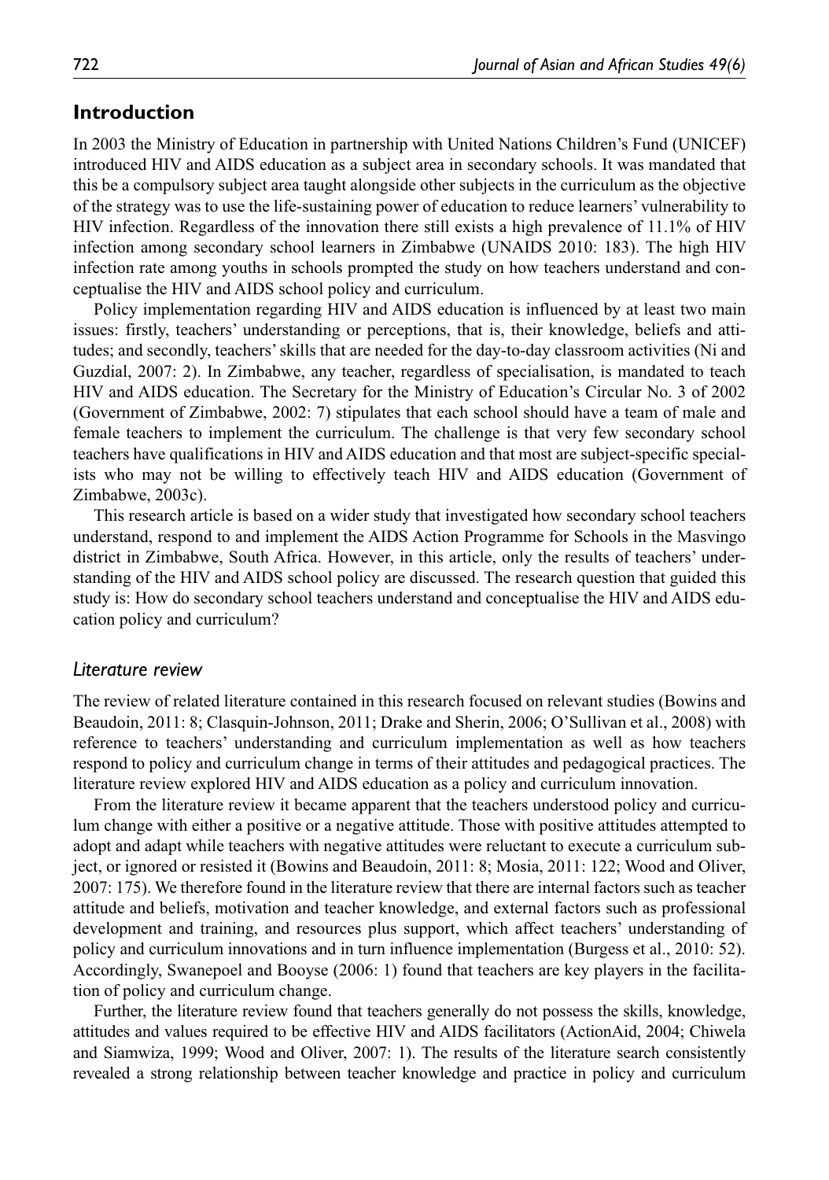## Introduction

In 2003 the Ministry of Education in partnership with United Nations Children's Fund (UNICEF) introduced HIV and AIDS education as a subject area in secondary schools. It was mandated that this be a compulsory subject area taught alongside other subjects in the curriculum as the objective of the strategy was to use the life-sustaining power of education to reduce learners' vulnerability to HIV infection. Regardless of the innovation there still exists a high prevalence of 11.1% of HIV infection among secondary school learners in Zimbabwe (UNAIDS 2010: 183). The high HIV infection rate among youths in schools prompted the study on how teachers understand and conceptualise the HIV and AIDS school policy and curriculum.

Policy implementation regarding HIV and AIDS education is influenced by at least two main issues: firstly, teachers' understanding or perceptions, that is, their knowledge, beliefs and attitudes; and secondly, teachers' skills that are needed for the day-to-day classroom activities (Ni and Guzdial, 2007: 2). In Zimbabwe, any teacher, regardless of specialisation, is mandated to teach HIV and AIDS education. The Secretary for the Ministry of Education's Circular No. 3 of 2002 (Government of Zimbabwe, 2002: 7) stipulates that each school should have a team of male and female teachers to implement the curriculum. The challenge is that very few secondary school teachers have qualifications in HIV and AIDS education and that most are subject-specific specialists who may not be willing to effectively teach HIV and AIDS education (Government of Zimbabwe, 2003c).

This research article is based on a wider study that investigated how secondary school teachers understand, respond to and implement the AIDS Action Programme for Schools in the Masvingo district in Zimbabwe, South Africa. However, in this article, only the results of teachers' understanding of the HIV and AIDS school policy are discussed. The research question that guided this study is: How do secondary school teachers understand and conceptualise the HIV and AIDS education policy and curriculum?

### *Literature review*

The review of related literature contained in this research focused on relevant studies (Bowins and Beaudoin, 2011: 8; Clasquin-Johnson, 2011; Drake and Sherin, 2006; O'Sullivan et al., 2008) with reference to teachers' understanding and curriculum implementation as well as how teachers respond to policy and curriculum change in terms of their attitudes and pedagogical practices. The literature review explored HIV and AIDS education as a policy and curriculum innovation.

From the literature review it became apparent that the teachers understood policy and curriculum change with either a positive or a negative attitude. Those with positive attitudes attempted to adopt and adapt while teachers with negative attitudes were reluctant to execute a curriculum subject, or ignored or resisted it (Bowins and Beaudoin, 2011: 8; Mosia, 2011: 122; Wood and Oliver, 2007: 175). We therefore found in the literature review that there are internal factors such as teacher attitude and beliefs, motivation and teacher knowledge, and external factors such as professional development and training, and resources plus support, which affect teachers' understanding of policy and curriculum innovations and in turn influence implementation (Burgess et al., 2010: 52). Accordingly, Swanepoel and Booyse (2006: 1) found that teachers are key players in the facilitation of policy and curriculum change.

Further, the literature review found that teachers generally do not possess the skills, knowledge, attitudes and values required to be effective HIV and AIDS facilitators (ActionAid, 2004; Chiwela and Siamwiza, 1999; Wood and Oliver, 2007: 1). The results of the literature search consistently revealed a strong relationship between teacher knowledge and practice in policy and curriculum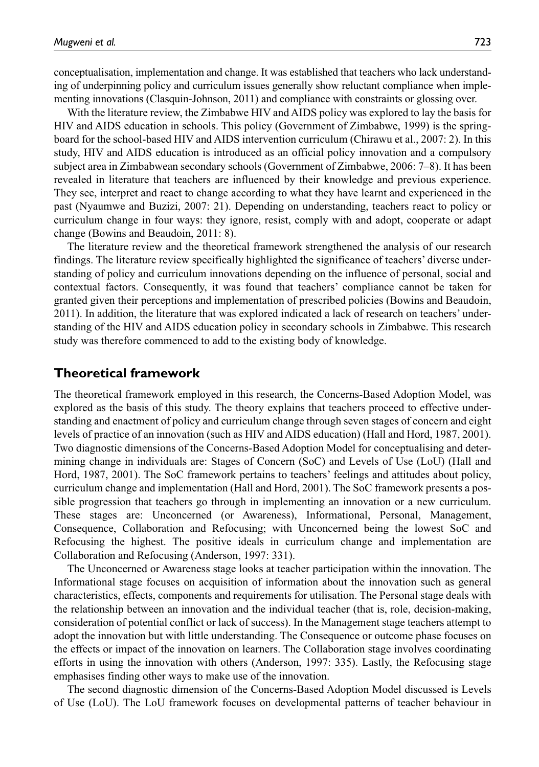conceptualisation, implementation and change. It was established that teachers who lack understanding of underpinning policy and curriculum issues generally show reluctant compliance when implementing innovations (Clasquin-Johnson, 2011) and compliance with constraints or glossing over.

With the literature review, the Zimbabwe HIV and AIDS policy was explored to lay the basis for HIV and AIDS education in schools. This policy (Government of Zimbabwe, 1999) is the springboard for the school-based HIV and AIDS intervention curriculum (Chirawu et al., 2007: 2). In this study, HIV and AIDS education is introduced as an official policy innovation and a compulsory subject area in Zimbabwean secondary schools (Government of Zimbabwe, 2006: 7–8). It has been revealed in literature that teachers are influenced by their knowledge and previous experience. They see, interpret and react to change according to what they have learnt and experienced in the past (Nyaumwe and Buzizi, 2007: 21). Depending on understanding, teachers react to policy or curriculum change in four ways: they ignore, resist, comply with and adopt, cooperate or adapt change (Bowins and Beaudoin, 2011: 8).

The literature review and the theoretical framework strengthened the analysis of our research findings. The literature review specifically highlighted the significance of teachers' diverse understanding of policy and curriculum innovations depending on the influence of personal, social and contextual factors. Consequently, it was found that teachers' compliance cannot be taken for granted given their perceptions and implementation of prescribed policies (Bowins and Beaudoin, 2011). In addition, the literature that was explored indicated a lack of research on teachers' understanding of the HIV and AIDS education policy in secondary schools in Zimbabwe. This research study was therefore commenced to add to the existing body of knowledge.

## Theoretical framework

The theoretical framework employed in this research, the Concerns-Based Adoption Model, was explored as the basis of this study. The theory explains that teachers proceed to effective understanding and enactment of policy and curriculum change through seven stages of concern and eight levels of practice of an innovation (such as HIV and AIDS education) (Hall and Hord, 1987, 2001). Two diagnostic dimensions of the Concerns-Based Adoption Model for conceptualising and determining change in individuals are: Stages of Concern (SoC) and Levels of Use (LoU) (Hall and Hord, 1987, 2001). The SoC framework pertains to teachers' feelings and attitudes about policy, curriculum change and implementation (Hall and Hord, 2001). The SoC framework presents a possible progression that teachers go through in implementing an innovation or a new curriculum. These stages are: Unconcerned (or Awareness), Informational, Personal, Management, Consequence, Collaboration and Refocusing; with Unconcerned being the lowest SoC and Refocusing the highest. The positive ideals in curriculum change and implementation are Collaboration and Refocusing (Anderson, 1997: 331).

The Unconcerned or Awareness stage looks at teacher participation within the innovation. The Informational stage focuses on acquisition of information about the innovation such as general characteristics, effects, components and requirements for utilisation. The Personal stage deals with the relationship between an innovation and the individual teacher (that is, role, decision-making, consideration of potential conflict or lack of success). In the Management stage teachers attempt to adopt the innovation but with little understanding. The Consequence or outcome phase focuses on the effects or impact of the innovation on learners. The Collaboration stage involves coordinating efforts in using the innovation with others (Anderson, 1997: 335). Lastly, the Refocusing stage emphasises finding other ways to make use of the innovation.

The second diagnostic dimension of the Concerns-Based Adoption Model discussed is Levels of Use (LoU). The LoU framework focuses on developmental patterns of teacher behaviour in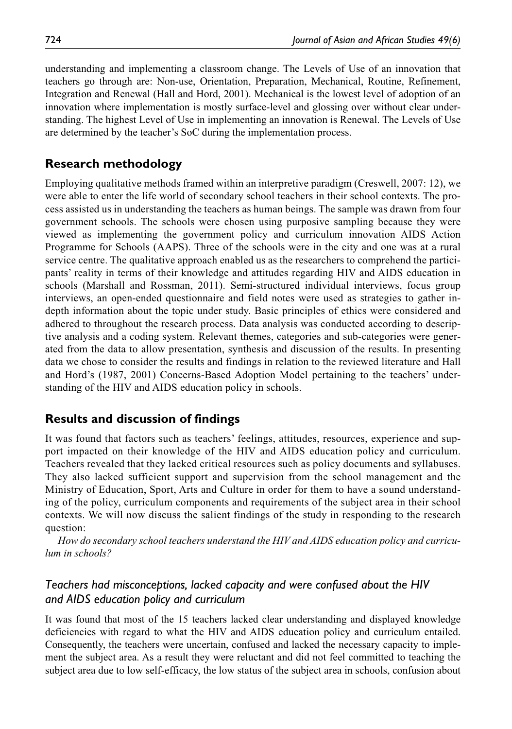understanding and implementing a classroom change. The Levels of Use of an innovation that teachers go through are: Non-use, Orientation, Preparation, Mechanical, Routine, Refinement, Integration and Renewal (Hall and Hord, 2001). Mechanical is the lowest level of adoption of an innovation where implementation is mostly surface-level and glossing over without clear understanding. The highest Level of Use in implementing an innovation is Renewal. The Levels of Use are determined by the teacher's SoC during the implementation process.

## Research methodology

Employing qualitative methods framed within an interpretive paradigm (Creswell, 2007: 12), we were able to enter the life world of secondary school teachers in their school contexts. The process assisted us in understanding the teachers as human beings. The sample was drawn from four government schools. The schools were chosen using purposive sampling because they were viewed as implementing the government policy and curriculum innovation AIDS Action Programme for Schools (AAPS). Three of the schools were in the city and one was at a rural service centre. The qualitative approach enabled us as the researchers to comprehend the participants' reality in terms of their knowledge and attitudes regarding HIV and AIDS education in schools (Marshall and Rossman, 2011). Semi-structured individual interviews, focus group interviews, an open-ended questionnaire and field notes were used as strategies to gather in-depth information about the topic under study. Basic principles of ethics were considered and adhered to throughout the research process. Data analysis was conducted according to descriptive analysis and a coding system. Relevant themes, categories and sub-categories were generated from the data to allow presentation, synthesis and discussion of the results. In presenting data we chose to consider the results and findings in relation to the reviewed literature and Hall and Hord's (1987, 2001) Concerns-Based Adoption Model pertaining to the teachers' understanding of the HIV and AIDS education policy in schools.

## Results and discussion of findings

It was found that factors such as teachers' feelings, attitudes, resources, experience and support impacted on their knowledge of the HIV and AIDS education policy and curriculum. Teachers revealed that they lacked critical resources such as policy documents and syllabuses. They also lacked sufficient support and supervision from the school management and the Ministry of Education, Sport, Arts and Culture in order for them to have a sound understanding of the policy, curriculum components and requirements of the subject area in their school contexts. We will now discuss the salient findings of the study in responding to the research question:

*How do secondary school teachers understand the HIV and AIDS education policy and curriculum in schools?*

### *Teachers had misconceptions, lacked capacity and were confused about the HIV and AIDS education policy and curriculum*

It was found that most of the 15 teachers lacked clear understanding and displayed knowledge deficiencies with regard to what the HIV and AIDS education policy and curriculum entailed. Consequently, the teachers were uncertain, confused and lacked the necessary capacity to implement the subject area. As a result they were reluctant and did not feel committed to teaching the subject area due to low self-efficacy, the low status of the subject area in schools, confusion about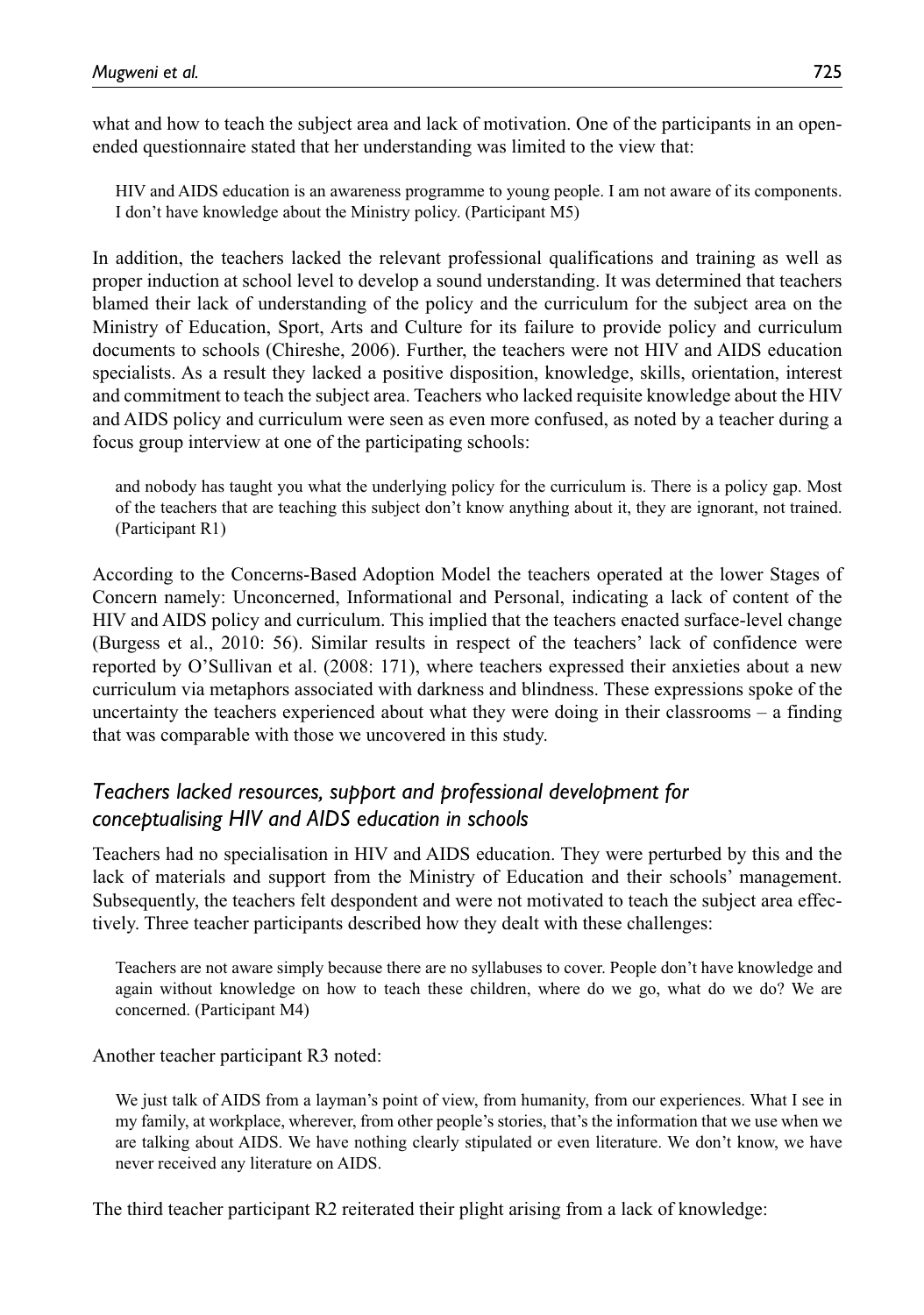what and how to teach the subject area and lack of motivation. One of the participants in an open-ended questionnaire stated that her understanding was limited to the view that:

> HIV and AIDS education is an awareness programme to young people. I am not aware of its components. I don't have knowledge about the Ministry policy. (Participant M5)

In addition, the teachers lacked the relevant professional qualifications and training as well as proper induction at school level to develop a sound understanding. It was determined that teachers blamed their lack of understanding of the policy and the curriculum for the subject area on the Ministry of Education, Sport, Arts and Culture for its failure to provide policy and curriculum documents to schools (Chireshe, 2006). Further, the teachers were not HIV and AIDS education specialists. As a result they lacked a positive disposition, knowledge, skills, orientation, interest and commitment to teach the subject area. Teachers who lacked requisite knowledge about the HIV and AIDS policy and curriculum were seen as even more confused, as noted by a teacher during a focus group interview at one of the participating schools:

> and nobody has taught you what the underlying policy for the curriculum is. There is a policy gap. Most of the teachers that are teaching this subject don't know anything about it, they are ignorant, not trained. (Participant R1)

According to the Concerns-Based Adoption Model the teachers operated at the lower Stages of Concern namely: Unconcerned, Informational and Personal, indicating a lack of content of the HIV and AIDS policy and curriculum. This implied that the teachers enacted surface-level change (Burgess et al., 2010: 56). Similar results in respect of the teachers' lack of confidence were reported by O'Sullivan et al. (2008: 171), where teachers expressed their anxieties about a new curriculum via metaphors associated with darkness and blindness. These expressions spoke of the uncertainty the teachers experienced about what they were doing in their classrooms – a finding that was comparable with those we uncovered in this study.

## *Teachers lacked resources, support and professional development for conceptualising HIV and AIDS education in schools*

Teachers had no specialisation in HIV and AIDS education. They were perturbed by this and the lack of materials and support from the Ministry of Education and their schools' management. Subsequently, the teachers felt despondent and were not motivated to teach the subject area effectively. Three teacher participants described how they dealt with these challenges:

> Teachers are not aware simply because there are no syllabuses to cover. People don't have knowledge and again without knowledge on how to teach these children, where do we go, what do we do? We are concerned. (Participant M4)

Another teacher participant R3 noted:

> We just talk of AIDS from a layman's point of view, from humanity, from our experiences. What I see in my family, at workplace, wherever, from other people's stories, that's the information that we use when we are talking about AIDS. We have nothing clearly stipulated or even literature. We don't know, we have never received any literature on AIDS.

The third teacher participant R2 reiterated their plight arising from a lack of knowledge: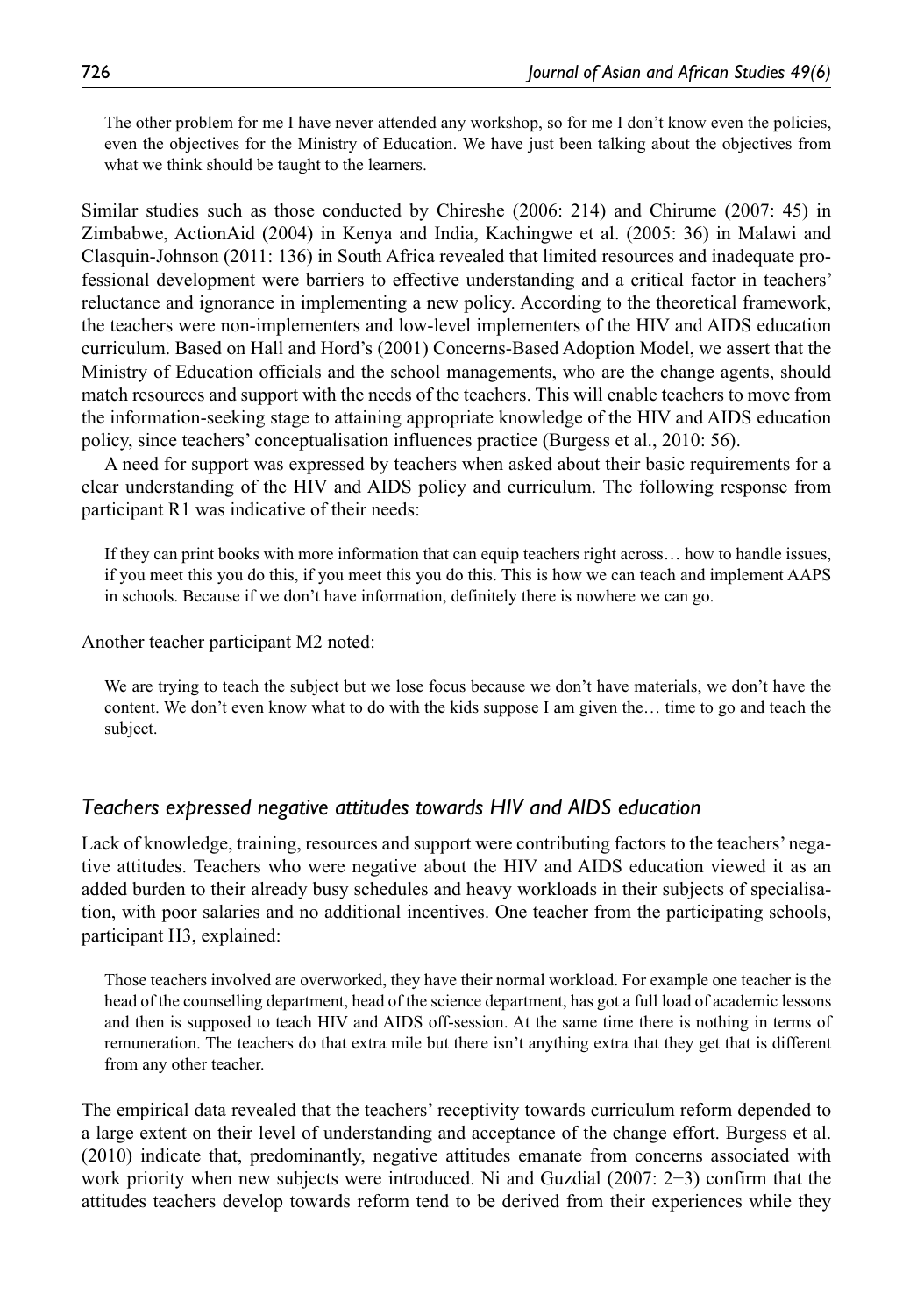> The other problem for me I have never attended any workshop, so for me I don't know even the policies, even the objectives for the Ministry of Education. We have just been talking about the objectives from what we think should be taught to the learners.

Similar studies such as those conducted by Chireshe (2006: 214) and Chirume (2007: 45) in Zimbabwe, ActionAid (2004) in Kenya and India, Kachingwe et al. (2005: 36) in Malawi and Clasquin-Johnson (2011: 136) in South Africa revealed that limited resources and inadequate professional development were barriers to effective understanding and a critical factor in teachers' reluctance and ignorance in implementing a new policy. According to the theoretical framework, the teachers were non-implementers and low-level implementers of the HIV and AIDS education curriculum. Based on Hall and Hord's (2001) Concerns-Based Adoption Model, we assert that the Ministry of Education officials and the school managements, who are the change agents, should match resources and support with the needs of the teachers. This will enable teachers to move from the information-seeking stage to attaining appropriate knowledge of the HIV and AIDS education policy, since teachers' conceptualisation influences practice (Burgess et al., 2010: 56).

A need for support was expressed by teachers when asked about their basic requirements for a clear understanding of the HIV and AIDS policy and curriculum. The following response from participant R1 was indicative of their needs:

> If they can print books with more information that can equip teachers right across… how to handle issues, if you meet this you do this, if you meet this you do this. This is how we can teach and implement AAPS in schools. Because if we don't have information, definitely there is nowhere we can go.

Another teacher participant M2 noted:

> We are trying to teach the subject but we lose focus because we don't have materials, we don't have the content. We don't even know what to do with the kids suppose I am given the… time to go and teach the subject.

### *Teachers expressed negative attitudes towards HIV and AIDS education*

Lack of knowledge, training, resources and support were contributing factors to the teachers' negative attitudes. Teachers who were negative about the HIV and AIDS education viewed it as an added burden to their already busy schedules and heavy workloads in their subjects of specialisation, with poor salaries and no additional incentives. One teacher from the participating schools, participant H3, explained:

> Those teachers involved are overworked, they have their normal workload. For example one teacher is the head of the counselling department, head of the science department, has got a full load of academic lessons and then is supposed to teach HIV and AIDS off-session. At the same time there is nothing in terms of remuneration. The teachers do that extra mile but there isn't anything extra that they get that is different from any other teacher.

The empirical data revealed that the teachers' receptivity towards curriculum reform depended to a large extent on their level of understanding and acceptance of the change effort. Burgess et al. (2010) indicate that, predominantly, negative attitudes emanate from concerns associated with work priority when new subjects were introduced. Ni and Guzdial (2007: 2–3) confirm that the attitudes teachers develop towards reform tend to be derived from their experiences while they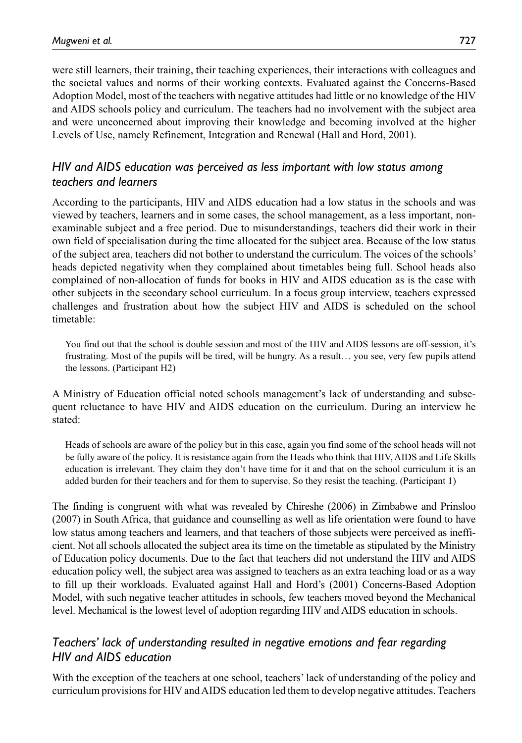were still learners, their training, their teaching experiences, their interactions with colleagues and the societal values and norms of their working contexts. Evaluated against the Concerns-Based Adoption Model, most of the teachers with negative attitudes had little or no knowledge of the HIV and AIDS schools policy and curriculum. The teachers had no involvement with the subject area and were unconcerned about improving their knowledge and becoming involved at the higher Levels of Use, namely Refinement, Integration and Renewal (Hall and Hord, 2001).

## *HIV and AIDS education was perceived as less important with low status among teachers and learners*

According to the participants, HIV and AIDS education had a low status in the schools and was viewed by teachers, learners and in some cases, the school management, as a less important, non-examinable subject and a free period. Due to misunderstandings, teachers did their work in their own field of specialisation during the time allocated for the subject area. Because of the low status of the subject area, teachers did not bother to understand the curriculum. The voices of the schools' heads depicted negativity when they complained about timetables being full. School heads also complained of non-allocation of funds for books in HIV and AIDS education as is the case with other subjects in the secondary school curriculum. In a focus group interview, teachers expressed challenges and frustration about how the subject HIV and AIDS is scheduled on the school timetable:

> You find out that the school is double session and most of the HIV and AIDS lessons are off-session, it's frustrating. Most of the pupils will be tired, will be hungry. As a result… you see, very few pupils attend the lessons. (Participant H2)

A Ministry of Education official noted schools management's lack of understanding and subsequent reluctance to have HIV and AIDS education on the curriculum. During an interview he stated:

> Heads of schools are aware of the policy but in this case, again you find some of the school heads will not be fully aware of the policy. It is resistance again from the Heads who think that HIV, AIDS and Life Skills education is irrelevant. They claim they don't have time for it and that on the school curriculum it is an added burden for their teachers and for them to supervise. So they resist the teaching. (Participant 1)

The finding is congruent with what was revealed by Chireshe (2006) in Zimbabwe and Prinsloo (2007) in South Africa, that guidance and counselling as well as life orientation were found to have low status among teachers and learners, and that teachers of those subjects were perceived as inefficient. Not all schools allocated the subject area its time on the timetable as stipulated by the Ministry of Education policy documents. Due to the fact that teachers did not understand the HIV and AIDS education policy well, the subject area was assigned to teachers as an extra teaching load or as a way to fill up their workloads. Evaluated against Hall and Hord's (2001) Concerns-Based Adoption Model, with such negative teacher attitudes in schools, few teachers moved beyond the Mechanical level. Mechanical is the lowest level of adoption regarding HIV and AIDS education in schools.

## *Teachers' lack of understanding resulted in negative emotions and fear regarding HIV and AIDS education*

With the exception of the teachers at one school, teachers' lack of understanding of the policy and curriculum provisions for HIV and AIDS education led them to develop negative attitudes. Teachers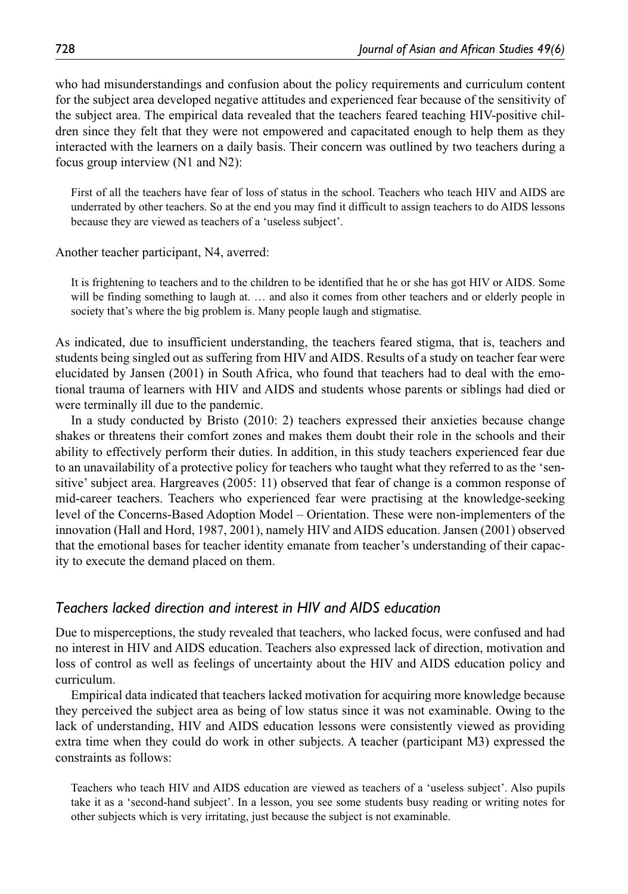who had misunderstandings and confusion about the policy requirements and curriculum content for the subject area developed negative attitudes and experienced fear because of the sensitivity of the subject area. The empirical data revealed that the teachers feared teaching HIV-positive children since they felt that they were not empowered and capacitated enough to help them as they interacted with the learners on a daily basis. Their concern was outlined by two teachers during a focus group interview (N1 and N2):

> First of all the teachers have fear of loss of status in the school. Teachers who teach HIV and AIDS are underrated by other teachers. So at the end you may find it difficult to assign teachers to do AIDS lessons because they are viewed as teachers of a 'useless subject'.

Another teacher participant, N4, averred:

> It is frightening to teachers and to the children to be identified that he or she has got HIV or AIDS. Some will be finding something to laugh at. … and also it comes from other teachers and or elderly people in society that's where the big problem is. Many people laugh and stigmatise.

As indicated, due to insufficient understanding, the teachers feared stigma, that is, teachers and students being singled out as suffering from HIV and AIDS. Results of a study on teacher fear were elucidated by Jansen (2001) in South Africa, who found that teachers had to deal with the emotional trauma of learners with HIV and AIDS and students whose parents or siblings had died or were terminally ill due to the pandemic.

In a study conducted by Bristo (2010: 2) teachers expressed their anxieties because change shakes or threatens their comfort zones and makes them doubt their role in the schools and their ability to effectively perform their duties. In addition, in this study teachers experienced fear due to an unavailability of a protective policy for teachers who taught what they referred to as the 'sensitive' subject area. Hargreaves (2005: 11) observed that fear of change is a common response of mid-career teachers. Teachers who experienced fear were practising at the knowledge-seeking level of the Concerns-Based Adoption Model – Orientation. These were non-implementers of the innovation (Hall and Hord, 1987, 2001), namely HIV and AIDS education. Jansen (2001) observed that the emotional bases for teacher identity emanate from teacher's understanding of their capacity to execute the demand placed on them.

### *Teachers lacked direction and interest in HIV and AIDS education*

Due to misperceptions, the study revealed that teachers, who lacked focus, were confused and had no interest in HIV and AIDS education. Teachers also expressed lack of direction, motivation and loss of control as well as feelings of uncertainty about the HIV and AIDS education policy and curriculum.

Empirical data indicated that teachers lacked motivation for acquiring more knowledge because they perceived the subject area as being of low status since it was not examinable. Owing to the lack of understanding, HIV and AIDS education lessons were consistently viewed as providing extra time when they could do work in other subjects. A teacher (participant M3) expressed the constraints as follows:

> Teachers who teach HIV and AIDS education are viewed as teachers of a 'useless subject'. Also pupils take it as a 'second-hand subject'. In a lesson, you see some students busy reading or writing notes for other subjects which is very irritating, just because the subject is not examinable.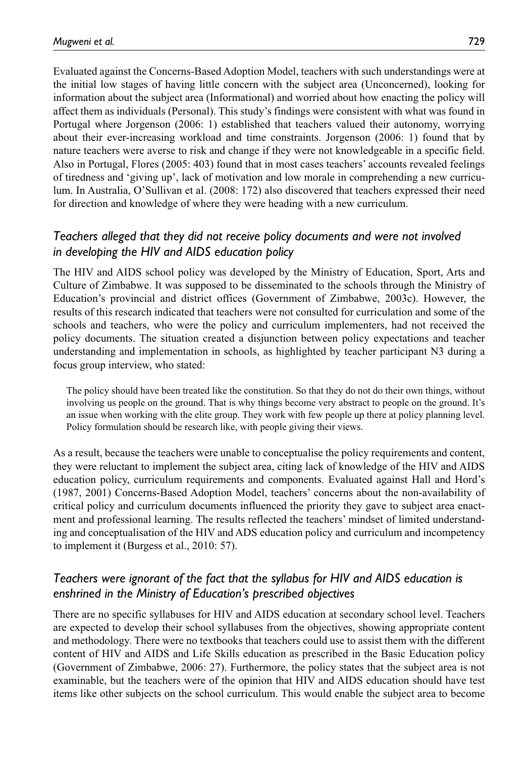Evaluated against the Concerns-Based Adoption Model, teachers with such understandings were at the initial low stages of having little concern with the subject area (Unconcerned), looking for information about the subject area (Informational) and worried about how enacting the policy will affect them as individuals (Personal). This study's findings were consistent with what was found in Portugal where Jorgenson (2006: 1) established that teachers valued their autonomy, worrying about their ever-increasing workload and time constraints. Jorgenson (2006: 1) found that by nature teachers were averse to risk and change if they were not knowledgeable in a specific field. Also in Portugal, Flores (2005: 403) found that in most cases teachers' accounts revealed feelings of tiredness and 'giving up', lack of motivation and low morale in comprehending a new curriculum. In Australia, O'Sullivan et al. (2008: 172) also discovered that teachers expressed their need for direction and knowledge of where they were heading with a new curriculum.

### *Teachers alleged that they did not receive policy documents and were not involved in developing the HIV and AIDS education policy*

The HIV and AIDS school policy was developed by the Ministry of Education, Sport, Arts and Culture of Zimbabwe. It was supposed to be disseminated to the schools through the Ministry of Education's provincial and district offices (Government of Zimbabwe, 2003c). However, the results of this research indicated that teachers were not consulted for curriculation and some of the schools and teachers, who were the policy and curriculum implementers, had not received the policy documents. The situation created a disjunction between policy expectations and teacher understanding and implementation in schools, as highlighted by teacher participant N3 during a focus group interview, who stated:

> The policy should have been treated like the constitution. So that they do not do their own things, without involving us people on the ground. That is why things become very abstract to people on the ground. It's an issue when working with the elite group. They work with few people up there at policy planning level. Policy formulation should be research like, with people giving their views.

As a result, because the teachers were unable to conceptualise the policy requirements and content, they were reluctant to implement the subject area, citing lack of knowledge of the HIV and AIDS education policy, curriculum requirements and components. Evaluated against Hall and Hord's (1987, 2001) Concerns-Based Adoption Model, teachers' concerns about the non-availability of critical policy and curriculum documents influenced the priority they gave to subject area enactment and professional learning. The results reflected the teachers' mindset of limited understanding and conceptualisation of the HIV and ADS education policy and curriculum and incompetency to implement it (Burgess et al., 2010: 57).

### *Teachers were ignorant of the fact that the syllabus for HIV and AIDS education is enshrined in the Ministry of Education's prescribed objectives*

There are no specific syllabuses for HIV and AIDS education at secondary school level. Teachers are expected to develop their school syllabuses from the objectives, showing appropriate content and methodology. There were no textbooks that teachers could use to assist them with the different content of HIV and AIDS and Life Skills education as prescribed in the Basic Education policy (Government of Zimbabwe, 2006: 27). Furthermore, the policy states that the subject area is not examinable, but the teachers were of the opinion that HIV and AIDS education should have test items like other subjects on the school curriculum. This would enable the subject area to become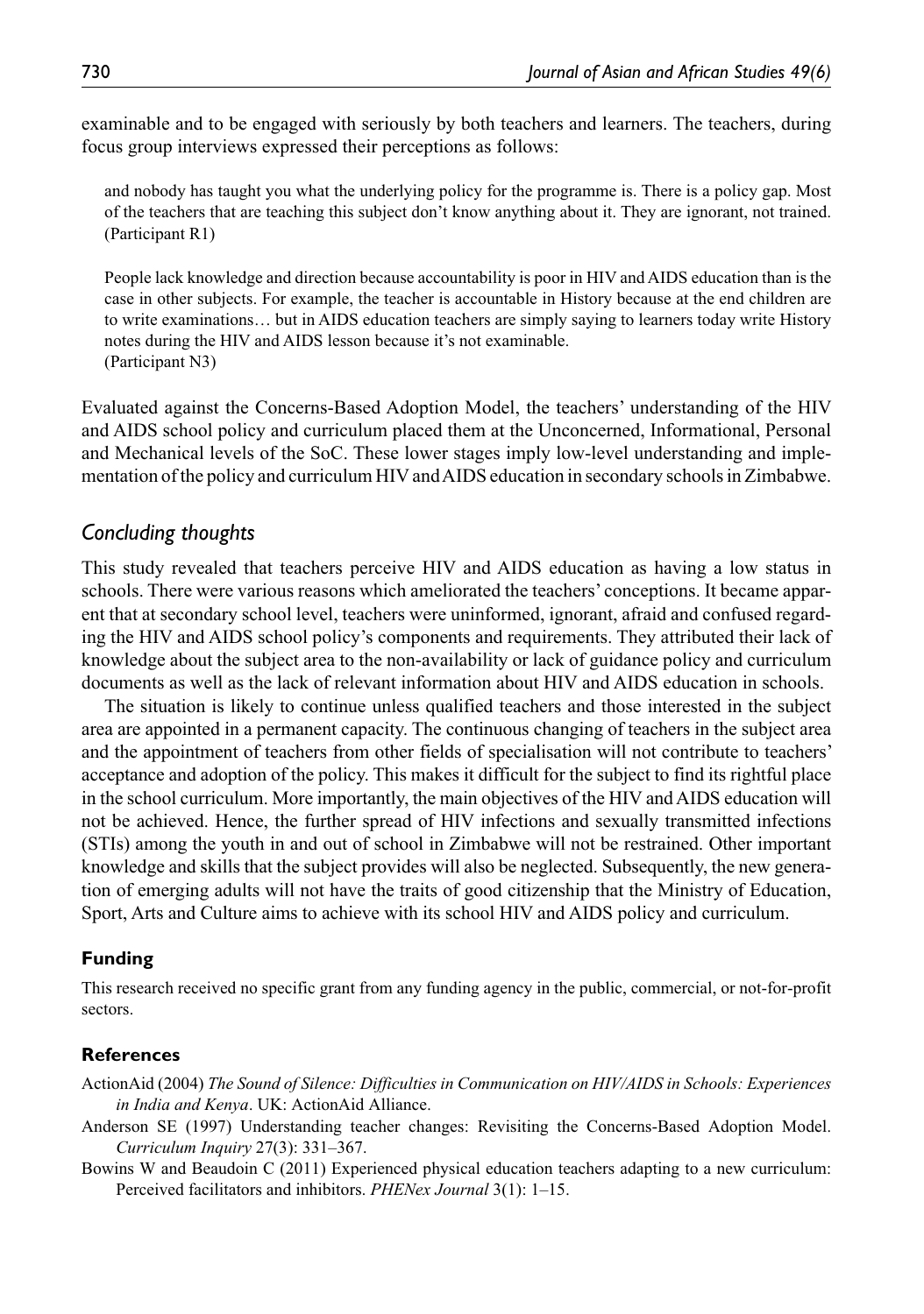examinable and to be engaged with seriously by both teachers and learners. The teachers, during focus group interviews expressed their perceptions as follows:

> and nobody has taught you what the underlying policy for the programme is. There is a policy gap. Most of the teachers that are teaching this subject don't know anything about it. They are ignorant, not trained. (Participant R1)

> People lack knowledge and direction because accountability is poor in HIV and AIDS education than is the case in other subjects. For example, the teacher is accountable in History because at the end children are to write examinations… but in AIDS education teachers are simply saying to learners today write History notes during the HIV and AIDS lesson because it's not examinable.
> (Participant N3)

Evaluated against the Concerns-Based Adoption Model, the teachers' understanding of the HIV and AIDS school policy and curriculum placed them at the Unconcerned, Informational, Personal and Mechanical levels of the SoC. These lower stages imply low-level understanding and implementation of the policy and curriculum HIV and AIDS education in secondary schools in Zimbabwe.

## *Concluding thoughts*

This study revealed that teachers perceive HIV and AIDS education as having a low status in schools. There were various reasons which ameliorated the teachers' conceptions. It became apparent that at secondary school level, teachers were uninformed, ignorant, afraid and confused regarding the HIV and AIDS school policy's components and requirements. They attributed their lack of knowledge about the subject area to the non-availability or lack of guidance policy and curriculum documents as well as the lack of relevant information about HIV and AIDS education in schools.

The situation is likely to continue unless qualified teachers and those interested in the subject area are appointed in a permanent capacity. The continuous changing of teachers in the subject area and the appointment of teachers from other fields of specialisation will not contribute to teachers' acceptance and adoption of the policy. This makes it difficult for the subject to find its rightful place in the school curriculum. More importantly, the main objectives of the HIV and AIDS education will not be achieved. Hence, the further spread of HIV infections and sexually transmitted infections (STIs) among the youth in and out of school in Zimbabwe will not be restrained. Other important knowledge and skills that the subject provides will also be neglected. Subsequently, the new generation of emerging adults will not have the traits of good citizenship that the Ministry of Education, Sport, Arts and Culture aims to achieve with its school HIV and AIDS policy and curriculum.

### **Funding**

This research received no specific grant from any funding agency in the public, commercial, or not-for-profit sectors.

### **References**

ActionAid (2004) *The Sound of Silence: Difficulties in Communication on HIV/AIDS in Schools: Experiences in India and Kenya*. UK: ActionAid Alliance.

Anderson SE (1997) Understanding teacher changes: Revisiting the Concerns-Based Adoption Model. *Curriculum Inquiry* 27(3): 331–367.

Bowins W and Beaudoin C (2011) Experienced physical education teachers adapting to a new curriculum: Perceived facilitators and inhibitors. *PHENex Journal* 3(1): 1–15.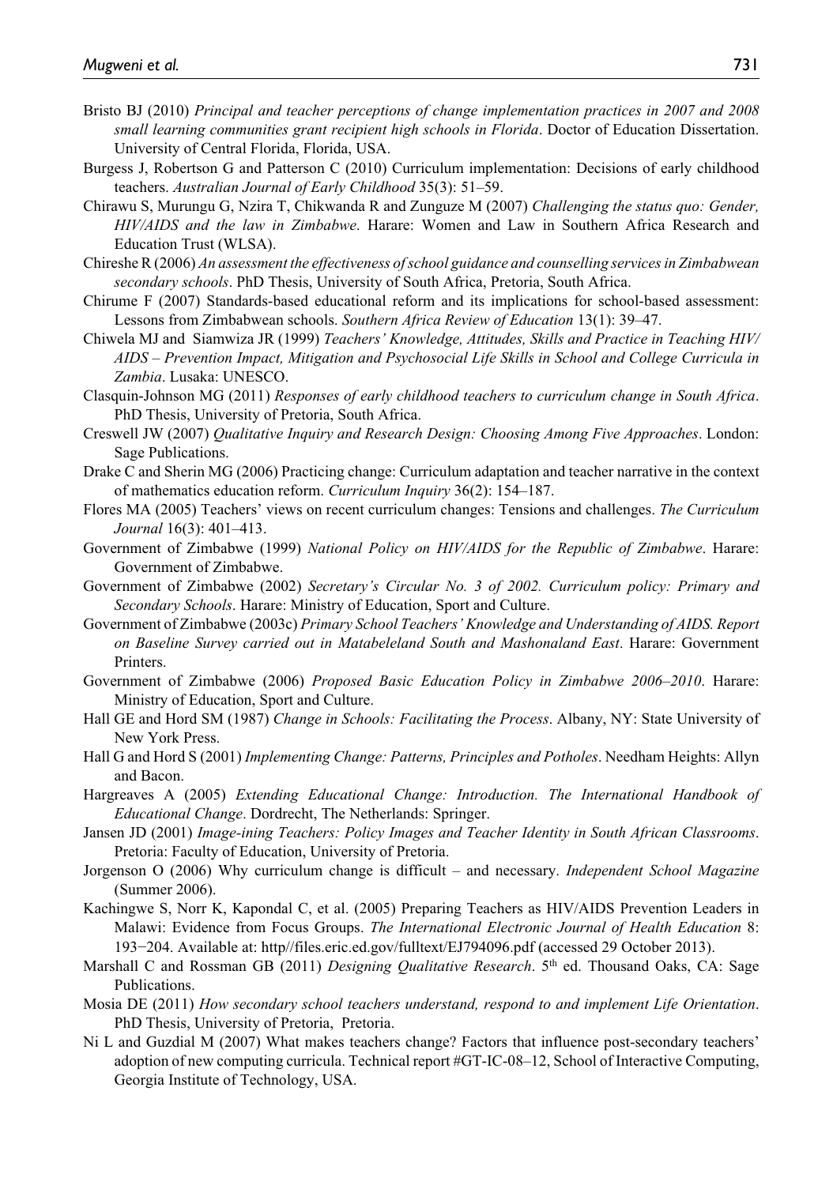Bristo BJ (2010) *Principal and teacher perceptions of change implementation practices in 2007 and 2008 small learning communities grant recipient high schools in Florida*. Doctor of Education Dissertation. University of Central Florida, Florida, USA.

Burgess J, Robertson G and Patterson C (2010) Curriculum implementation: Decisions of early childhood teachers. *Australian Journal of Early Childhood* 35(3): 51–59.

Chirawu S, Murungu G, Nzira T, Chikwanda R and Zunguze M (2007) *Challenging the status quo: Gender, HIV/AIDS and the law in Zimbabwe*. Harare: Women and Law in Southern Africa Research and Education Trust (WLSA).

Chireshe R (2006) *An assessment the effectiveness of school guidance and counselling services in Zimbabwean secondary schools*. PhD Thesis, University of South Africa, Pretoria, South Africa.

Chirume F (2007) Standards-based educational reform and its implications for school-based assessment: Lessons from Zimbabwean schools. *Southern Africa Review of Education* 13(1): 39–47.

Chiwela MJ and Siamwiza JR (1999) *Teachers' Knowledge, Attitudes, Skills and Practice in Teaching HIV/AIDS – Prevention Impact, Mitigation and Psychosocial Life Skills in School and College Curricula in Zambia*. Lusaka: UNESCO.

Clasquin-Johnson MG (2011) *Responses of early childhood teachers to curriculum change in South Africa*. PhD Thesis, University of Pretoria, South Africa.

Creswell JW (2007) *Qualitative Inquiry and Research Design: Choosing Among Five Approaches*. London: Sage Publications.

Drake C and Sherin MG (2006) Practicing change: Curriculum adaptation and teacher narrative in the context of mathematics education reform. *Curriculum Inquiry* 36(2): 154–187.

Flores MA (2005) Teachers' views on recent curriculum changes: Tensions and challenges. *The Curriculum Journal* 16(3): 401–413.

Government of Zimbabwe (1999) *National Policy on HIV/AIDS for the Republic of Zimbabwe*. Harare: Government of Zimbabwe.

Government of Zimbabwe (2002) *Secretary's Circular No. 3 of 2002. Curriculum policy: Primary and Secondary Schools*. Harare: Ministry of Education, Sport and Culture.

Government of Zimbabwe (2003c) *Primary School Teachers' Knowledge and Understanding of AIDS. Report on Baseline Survey carried out in Matabeleland South and Mashonaland East*. Harare: Government Printers.

Government of Zimbabwe (2006) *Proposed Basic Education Policy in Zimbabwe 2006–2010*. Harare: Ministry of Education, Sport and Culture.

Hall GE and Hord SM (1987) *Change in Schools: Facilitating the Process*. Albany, NY: State University of New York Press.

Hall G and Hord S (2001) *Implementing Change: Patterns, Principles and Potholes*. Needham Heights: Allyn and Bacon.

Hargreaves A (2005) *Extending Educational Change: Introduction. The International Handbook of Educational Change*. Dordrecht, The Netherlands: Springer.

Jansen JD (2001) *Image-ining Teachers: Policy Images and Teacher Identity in South African Classrooms*. Pretoria: Faculty of Education, University of Pretoria.

Jorgenson O (2006) Why curriculum change is difficult – and necessary. *Independent School Magazine* (Summer 2006).

Kachingwe S, Norr K, Kapondal C, et al. (2005) Preparing Teachers as HIV/AIDS Prevention Leaders in Malawi: Evidence from Focus Groups. *The International Electronic Journal of Health Education* 8: 193−204. Available at: http//files.eric.ed.gov/fulltext/EJ794096.pdf (accessed 29 October 2013).

Marshall C and Rossman GB (2011) *Designing Qualitative Research*. 5th ed. Thousand Oaks, CA: Sage Publications.

Mosia DE (2011) *How secondary school teachers understand, respond to and implement Life Orientation*. PhD Thesis, University of Pretoria, Pretoria.

Ni L and Guzdial M (2007) What makes teachers change? Factors that influence post-secondary teachers' adoption of new computing curricula. Technical report #GT-IC-08–12, School of Interactive Computing, Georgia Institute of Technology, USA.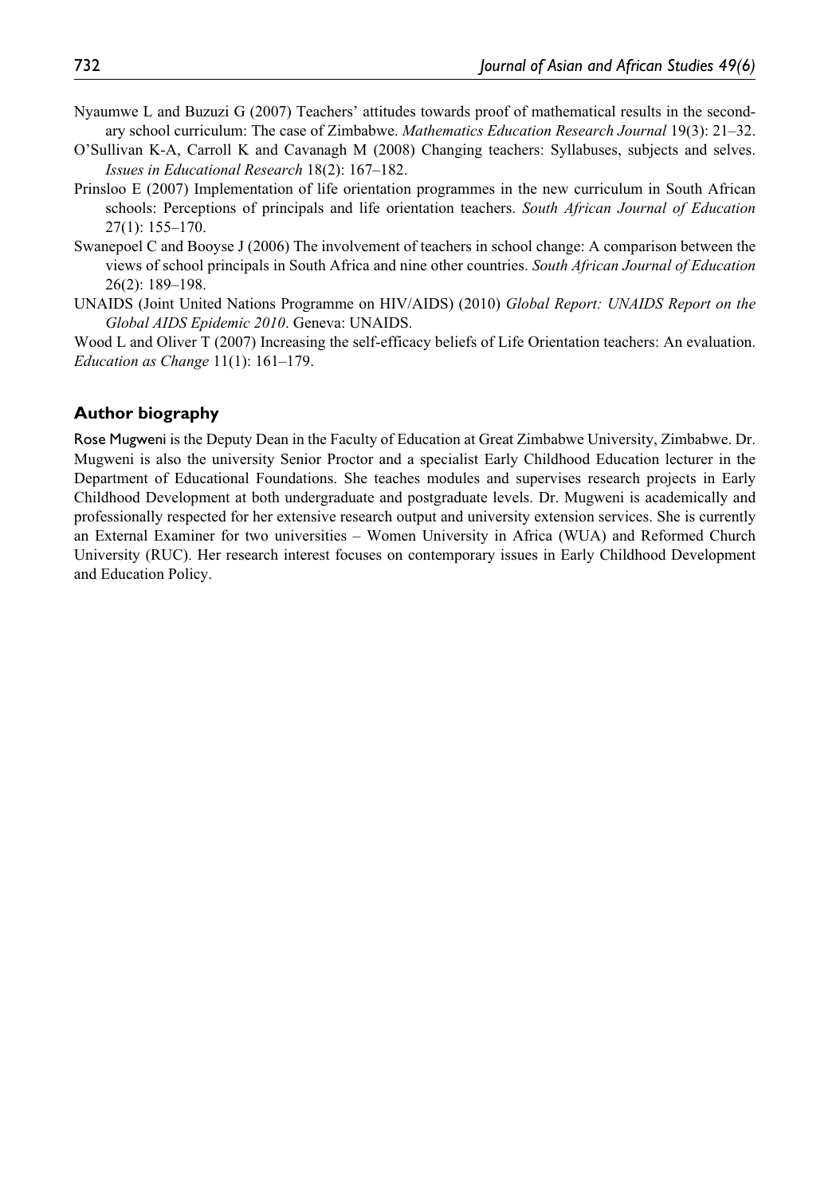Nyaumwe L and Buzuzi G (2007) Teachers' attitudes towards proof of mathematical results in the secondary school curriculum: The case of Zimbabwe. *Mathematics Education Research Journal* 19(3): 21–32.

O'Sullivan K-A, Carroll K and Cavanagh M (2008) Changing teachers: Syllabuses, subjects and selves. *Issues in Educational Research* 18(2): 167–182.

Prinsloo E (2007) Implementation of life orientation programmes in the new curriculum in South African schools: Perceptions of principals and life orientation teachers. *South African Journal of Education* 27(1): 155–170.

Swanepoel C and Booyse J (2006) The involvement of teachers in school change: A comparison between the views of school principals in South Africa and nine other countries. *South African Journal of Education* 26(2): 189–198.

UNAIDS (Joint United Nations Programme on HIV/AIDS) (2010) *Global Report: UNAIDS Report on the Global AIDS Epidemic 2010*. Geneva: UNAIDS.

Wood L and Oliver T (2007) Increasing the self-efficacy beliefs of Life Orientation teachers: An evaluation. *Education as Change* 11(1): 161–179.

## Author biography

Rose Mugweni is the Deputy Dean in the Faculty of Education at Great Zimbabwe University, Zimbabwe. Dr. Mugweni is also the university Senior Proctor and a specialist Early Childhood Education lecturer in the Department of Educational Foundations. She teaches modules and supervises research projects in Early Childhood Development at both undergraduate and postgraduate levels. Dr. Mugweni is academically and professionally respected for her extensive research output and university extension services. She is currently an External Examiner for two universities – Women University in Africa (WUA) and Reformed Church University (RUC). Her research interest focuses on contemporary issues in Early Childhood Development and Education Policy.